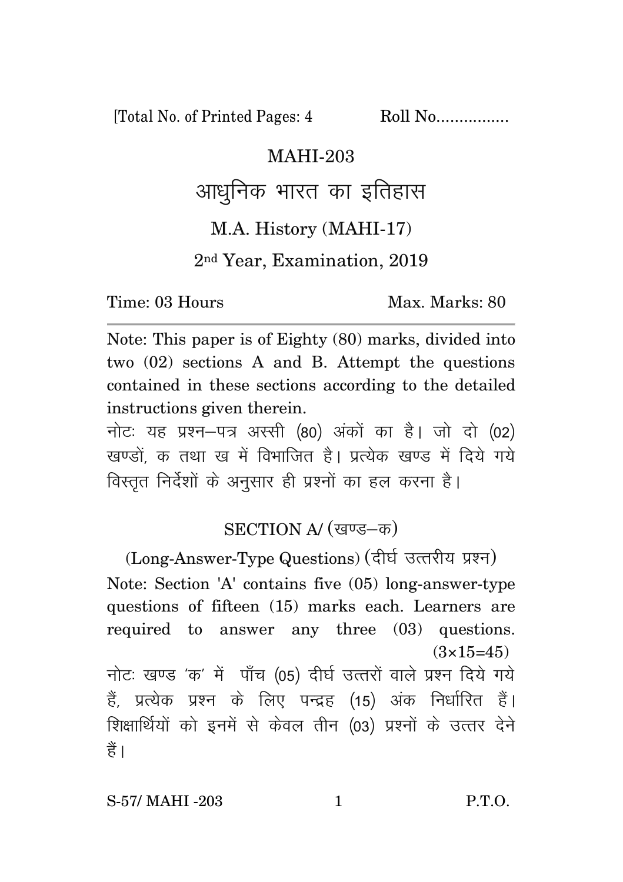[Total No. of Printed Pages: 4    Roll No................

# MAHI-203

# आधुनिक भारत का इतिहास

## M.A. History (MAHI-17)

## 2nd Year, Examination, 2019

Time: 03 Hours    Max. Marks: 80

Note: This paper is of Eighty (80) marks, divided into two (02) sections A and B. Attempt the questions contained in these sections according to the detailed instructions given therein.

नोटः यह प्रश्न–पत्र अस्सी (80) अंकों का है। जो दो (02) खण्डों, क तथा ख में विभाजित है। प्रत्येक खण्ड में दिये गये विस्तृत निर्देशों के अनुसार ही प्रश्नों का हल करना है।

### SECTION A/ (खण्ड–क)

(Long-Answer-Type Questions) (दीर्घ उत्तरीय प्रश्न)

Note: Section 'A' contains five (05) long-answer-type questions of fifteen (15) marks each. Learners are required to answer any three (03) questions. $(3\times15=45)$

नोटः खण्ड 'क' में पाँच (05) दीर्घ उत्तरों वाले प्रश्न दिये गये हैं, प्रत्येक प्रश्न के लिए पन्द्रह (15) अंक निर्धारित हैं। शिक्षार्थियों को इनमें से केवल तीन (03) प्रश्नों के उत्तर देने हैं।

S-57/ MAHI -203    P.T.O.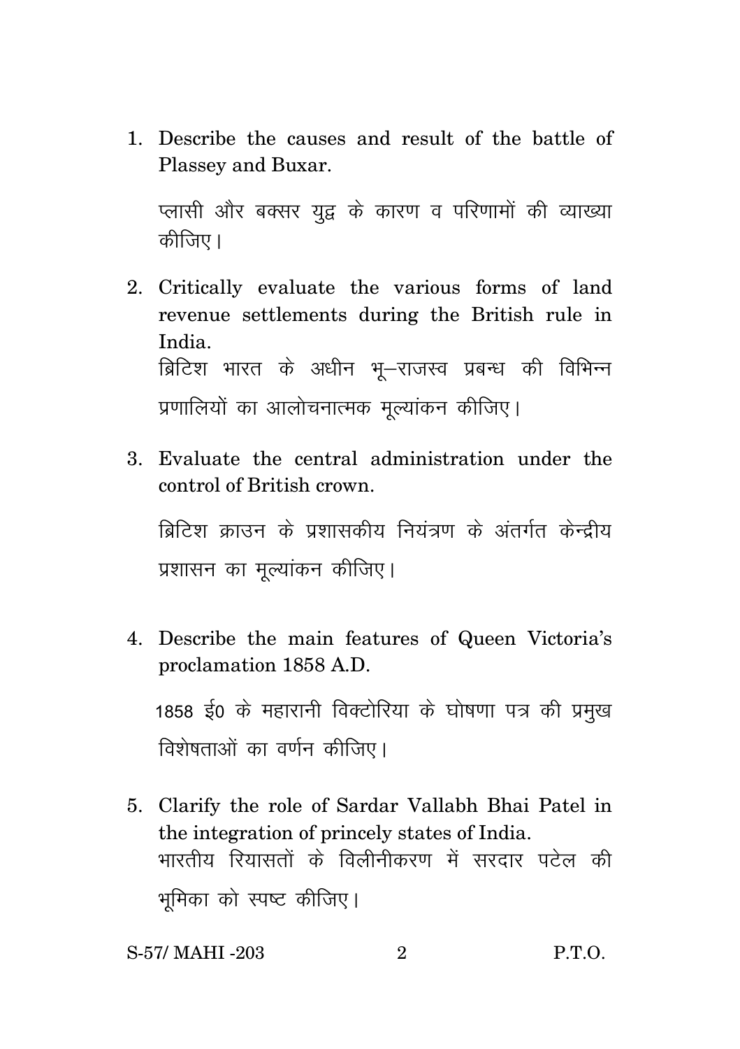1. Describe the causes and result of the battle of Plassey and Buxar.

   प्लासी और बक्सर युद्व के कारण व परिणामों की व्याख्या कीजिए।

2. Critically evaluate the various forms of land revenue settlements during the British rule in India.

   ब्रिटिश भारत के अधीन भू–राजस्व प्रबन्ध की विभिन्न प्रणालियों का आलोचनात्मक मूल्यांकन कीजिए।

3. Evaluate the central administration under the control of British crown.

   ब्रिटिश क्राउन के प्रशासकीय नियंत्रण के अंतर्गत केन्द्रीय प्रशासन का मूल्यांकन कीजिए।

4. Describe the main features of Queen Victoria's proclamation 1858 A.D.

   1858 ई० के महारानी विक्टोरिया के घोषणा पत्र की प्रमुख विशेषताओं का वर्णन कीजिए।

5. Clarify the role of Sardar Vallabh Bhai Patel in the integration of princely states of India.

   भारतीय रियासतों के विलीनीकरण में सरदार पटेल की भूमिका को स्पष्ट कीजिए।

S-57/ MAHI -203 P.T.O.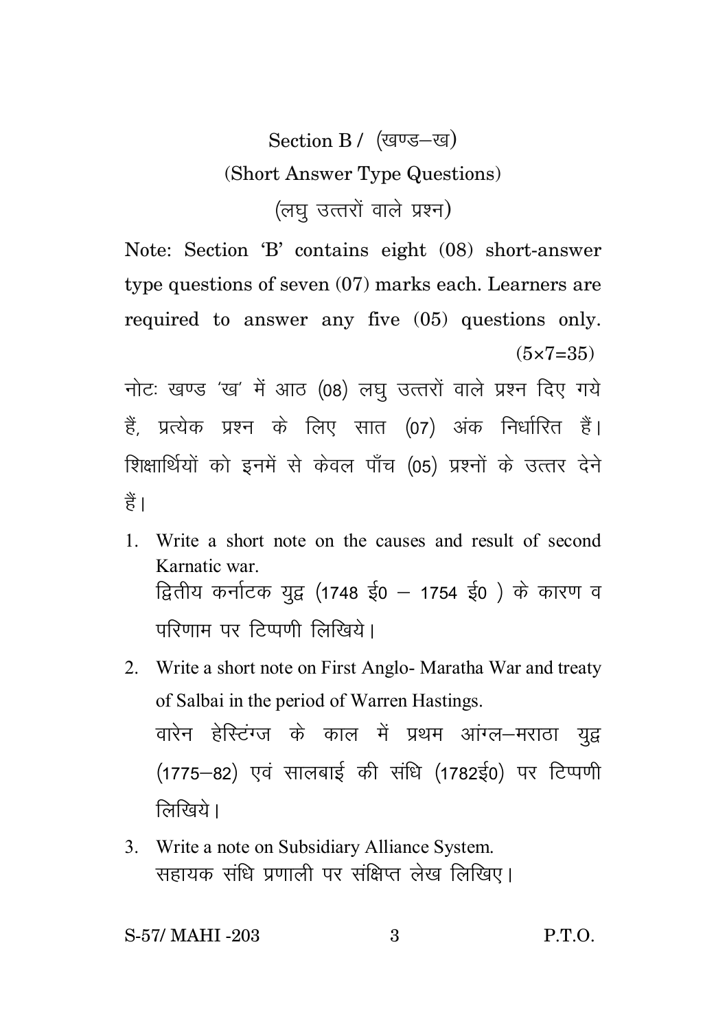## Section B / (खण्ड–ख)

### (Short Answer Type Questions)

### (लघु उत्तरों वाले प्रश्न)

Note: Section 'B' contains eight (08) short-answer type questions of seven (07) marks each. Learners are required to answer any five (05) questions only. (5×7=35)

नोटः खण्ड 'ख' में आठ (08) लघु उत्तरों वाले प्रश्न दिए गये हैं, प्रत्येक प्रश्न के लिए सात (07) अंक निर्धारित हैं। शिक्षार्थियों को इनमें से केवल पाँच (05) प्रश्नों के उत्तर देने हैं।

1. Write a short note on the causes and result of second Karnatic war.
   द्वितीय कर्नाटक युद्व (1748 ई0 – 1754 ई0 ) के कारण व परिणाम पर टिप्पणी लिखिये।

2. Write a short note on First Anglo- Maratha War and treaty of Salbai in the period of Warren Hastings.
   वारेन हेस्टिंग्ज के काल में प्रथम आंग्ल–मराठा युद्व (1775–82) एवं सालबाई की संधि (1782ई0) पर टिप्पणी लिखिये।

3. Write a note on Subsidiary Alliance System.
   सहायक संधि प्रणाली पर संक्षिप्त लेख लिखिए।

S-57/ MAHI -203 P.T.O.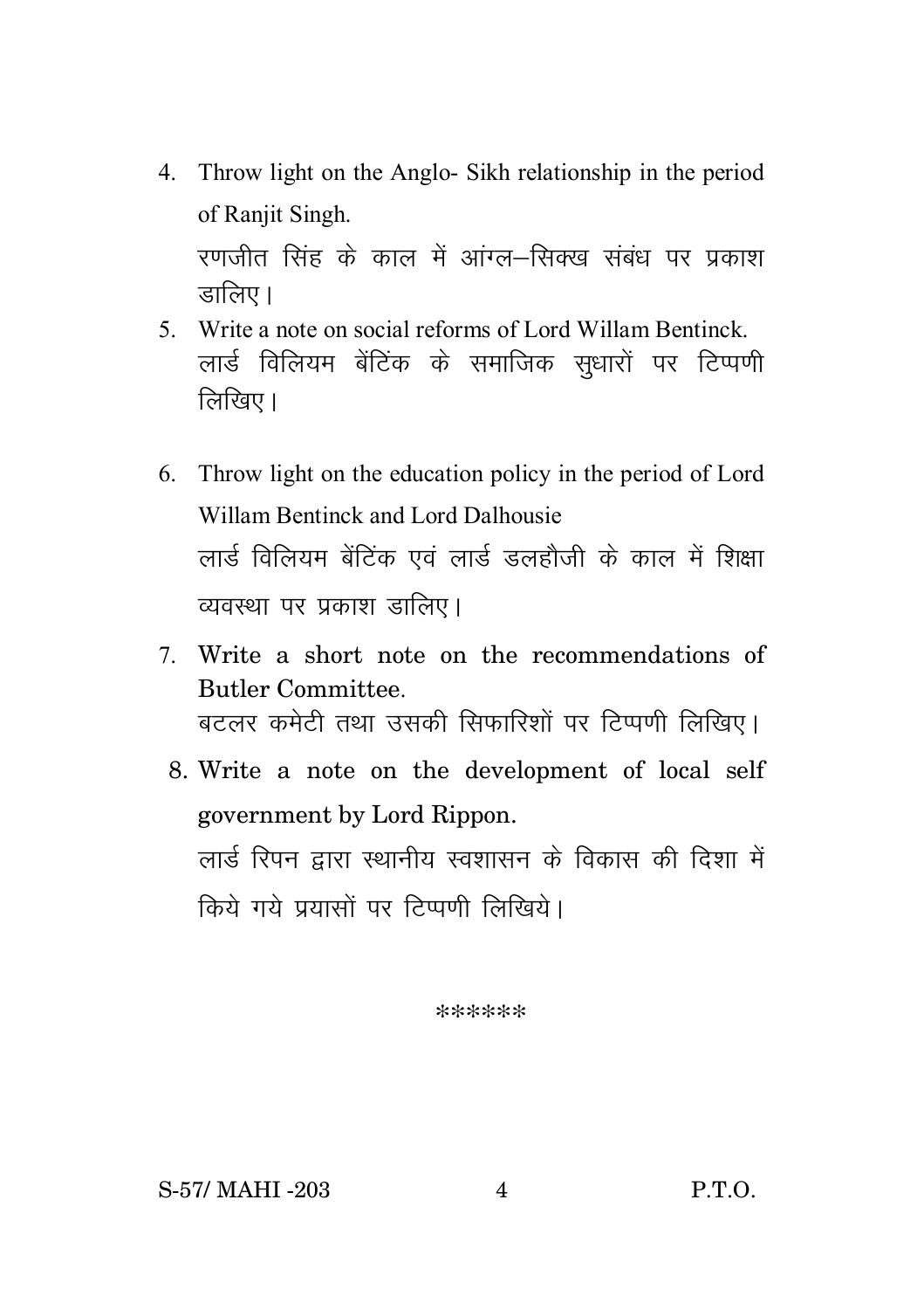4. Throw light on the Anglo- Sikh relationship in the period of Ranjit Singh.
   रणजीत सिंह के काल में आंग्ल–सिक्ख संबंध पर प्रकाश डालिए।

5. Write a note on social reforms of Lord Willam Bentinck.
   लार्ड विलियम बेंटिंक के समाजिक सुधारों पर टिप्पणी लिखिए।

6. Throw light on the education policy in the period of Lord Willam Bentinck and Lord Dalhousie
   लार्ड विलियम बेंटिंक एवं लार्ड डलहौजी के काल में शिक्षा व्यवस्था पर प्रकाश डालिए।

7. Write a short note on the recommendations of Butler Committee.
   बटलर कमेटी तथा उसकी सिफारिशों पर टिप्पणी लिखिए।

8. Write a note on the development of local self government by Lord Rippon.
   लार्ड रिपन द्वारा स्थानीय स्वशासन के विकास की दिशा में किये गये प्रयासों पर टिप्पणी लिखिये।

******